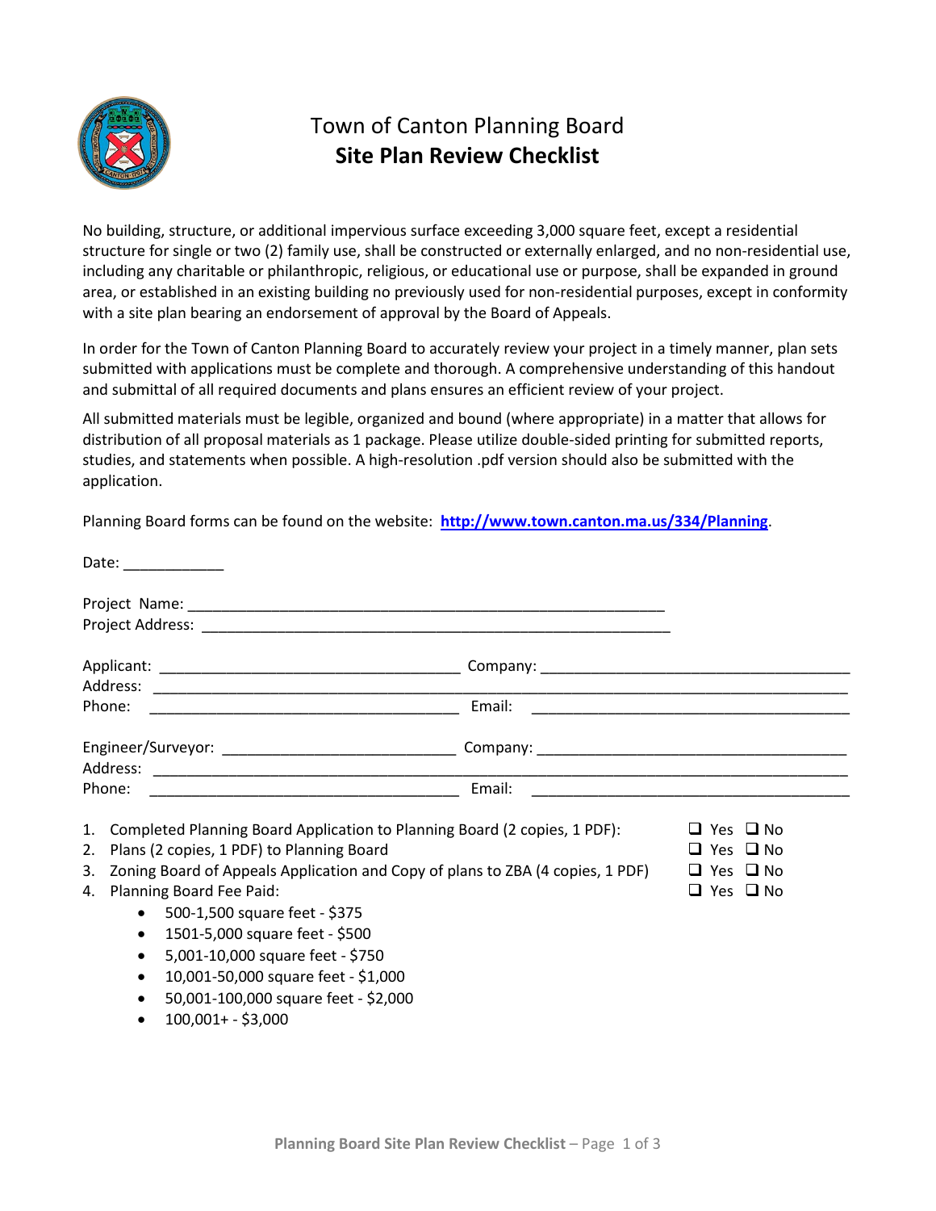# Town of Canton Planning Board
## Site Plan Review Checklist

No building, structure, or additional impervious surface exceeding 3,000 square feet, except a residential structure for single or two (2) family use, shall be constructed or externally enlarged, and no non-residential use, including any charitable or philanthropic, religious, or educational use or purpose, shall be expanded in ground area, or established in an existing building no previously used for non-residential purposes, except in conformity with a site plan bearing an endorsement of approval by the Board of Appeals.

In order for the Town of Canton Planning Board to accurately review your project in a timely manner, plan sets submitted with applications must be complete and thorough. A comprehensive understanding of this handout and submittal of all required documents and plans ensures an efficient review of your project.

All submitted materials must be legible, organized and bound (where appropriate) in a matter that allows for distribution of all proposal materials as 1 package. Please utilize double-sided printing for submitted reports, studies, and statements when possible. A high-resolution .pdf version should also be submitted with the application.

Planning Board forms can be found on the website: **http://www.town.canton.ma.us/334/Planning**.

Date: ____________

Project Name: ___________________________________________________________
Project Address: __________________________________________________________

Applicant: ____________________________________ Company: _____________________________________
Address: _________________________________________________________________________________
Phone: _____________________________________ Email: ______________________________________

Engineer/Surveyor: ____________________________ Company: _____________________________________
Address: _________________________________________________________________________________
Phone: _____________________________________ Email: ______________________________________

1. Completed Planning Board Application to Planning Board (2 copies, 1 PDF): ☐ Yes ☐ No
2. Plans (2 copies, 1 PDF) to Planning Board ☐ Yes ☐ No
3. Zoning Board of Appeals Application and Copy of plans to ZBA (4 copies, 1 PDF) ☐ Yes ☐ No
4. Planning Board Fee Paid: ☐ Yes ☐ No
   - 500-1,500 square feet - $375
   - 1501-5,000 square feet - $500
   - 5,001-10,000 square feet - $750
   - 10,001-50,000 square feet - $1,000
   - 50,001-100,000 square feet - $2,000
   - 100,001+ - $3,000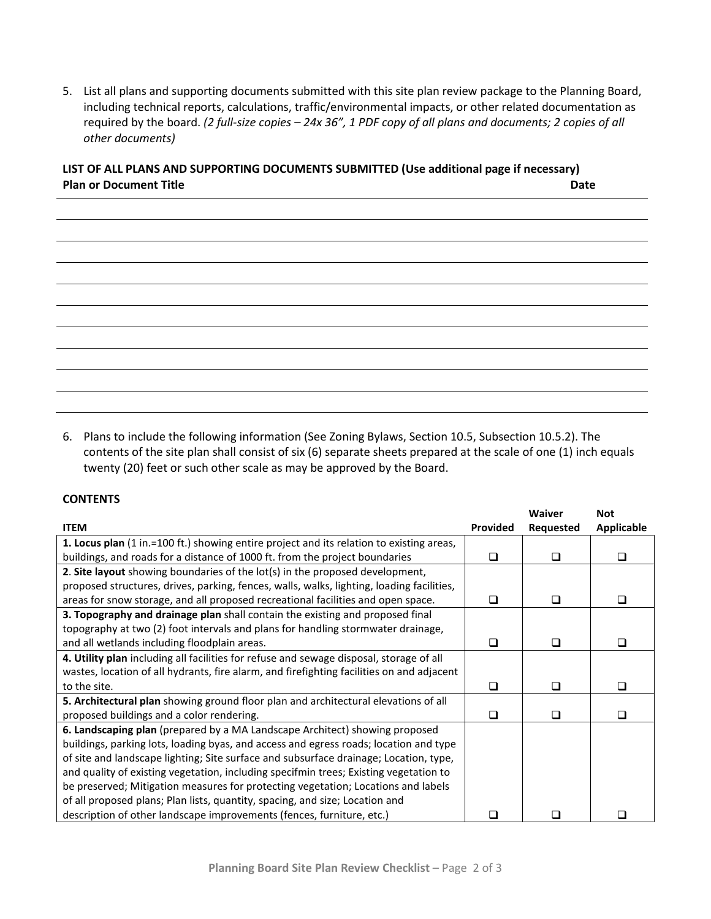5. List all plans and supporting documents submitted with this site plan review package to the Planning Board, including technical reports, calculations, traffic/environmental impacts, or other related documentation as required by the board. *(2 full-size copies – 24x 36", 1 PDF copy of all plans and documents; 2 copies of all other documents)*

**LIST OF ALL PLANS AND SUPPORTING DOCUMENTS SUBMITTED (Use additional page if necessary)**

| Plan or Document Title | Date |
|---|---|
| | |
| | |
| | |
| | |
| | |
| | |
| | |
| | |
| | |
| | |

6. Plans to include the following information (See Zoning Bylaws, Section 10.5, Subsection 10.5.2). The contents of the site plan shall consist of six (6) separate sheets prepared at the scale of one (1) inch equals twenty (20) feet or such other scale as may be approved by the Board.

**CONTENTS**

| ITEM | Provided | Waiver Requested | Not Applicable |
|---|---|---|---|
| **1. Locus plan** (1 in.=100 ft.) showing entire project and its relation to existing areas, buildings, and roads for a distance of 1000 ft. from the project boundaries | ❑ | ❑ | ❑ |
| **2**. **Site layout** showing boundaries of the lot(s) in the proposed development, proposed structures, drives, parking, fences, walls, walks, lighting, loading facilities, areas for snow storage, and all proposed recreational facilities and open space. | ❑ | ❑ | ❑ |
| **3. Topography and drainage plan** shall contain the existing and proposed final topography at two (2) foot intervals and plans for handling stormwater drainage, and all wetlands including floodplain areas. | ❑ | ❑ | ❑ |
| **4. Utility plan** including all facilities for refuse and sewage disposal, storage of all wastes, location of all hydrants, fire alarm, and firefighting facilities on and adjacent to the site. | ❑ | ❑ | ❑ |
| **5. Architectural plan** showing ground floor plan and architectural elevations of all proposed buildings and a color rendering. | ❑ | ❑ | ❑ |
| **6. Landscaping plan** (prepared by a MA Landscape Architect) showing proposed buildings, parking lots, loading byas, and access and egress roads; location and type of site and landscape lighting; Site surface and subsurface drainage; Location, type, and quality of existing vegetation, including specifmin trees; Existing vegetation to be preserved; Mitigation measures for protecting vegetation; Locations and labels of all proposed plans; Plan lists, quantity, spacing, and size; Location and description of other landscape improvements (fences, furniture, etc.) | ❑ | ❑ | ❑ |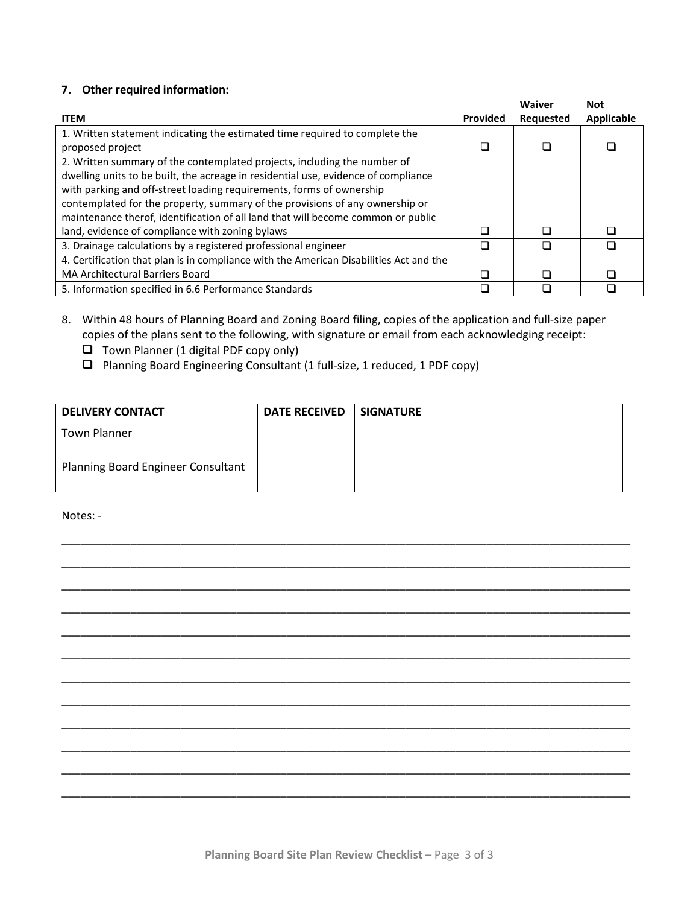### 7. Other required information:

| ITEM | Provided | Waiver Requested | Not Applicable |
|---|---|---|---|
| 1. Written statement indicating the estimated time required to complete the proposed project | ❑ | ❑ | ❑ |
| 2. Written summary of the contemplated projects, including the number of dwelling units to be built, the acreage in residential use, evidence of compliance with parking and off-street loading requirements, forms of ownership contemplated for the property, summary of the provisions of any ownership or maintenance therof, identification of all land that will become common or public land, evidence of compliance with zoning bylaws | ❑ | ❑ | ❑ |
| 3. Drainage calculations by a registered professional engineer | ❑ | ❑ | ❑ |
| 4. Certification that plan is in compliance with the American Disabilities Act and the MA Architectural Barriers Board | ❑ | ❑ | ❑ |
| 5. Information specified in 6.6 Performance Standards | ❑ | ❑ | ❑ |

8. Within 48 hours of Planning Board and Zoning Board filing, copies of the application and full-size paper copies of the plans sent to the following, with signature or email from each acknowledging receipt:
   - ❑ Town Planner (1 digital PDF copy only)
   - ❑ Planning Board Engineering Consultant (1 full-size, 1 reduced, 1 PDF copy)

| DELIVERY CONTACT | DATE RECEIVED | SIGNATURE |
|---|---|---|
| Town Planner | | |
| Planning Board Engineer Consultant | | |

Notes: -

___________________________________________________________________________________________

___________________________________________________________________________________________

___________________________________________________________________________________________

___________________________________________________________________________________________

___________________________________________________________________________________________

___________________________________________________________________________________________

___________________________________________________________________________________________

___________________________________________________________________________________________

___________________________________________________________________________________________

___________________________________________________________________________________________

___________________________________________________________________________________________

___________________________________________________________________________________________